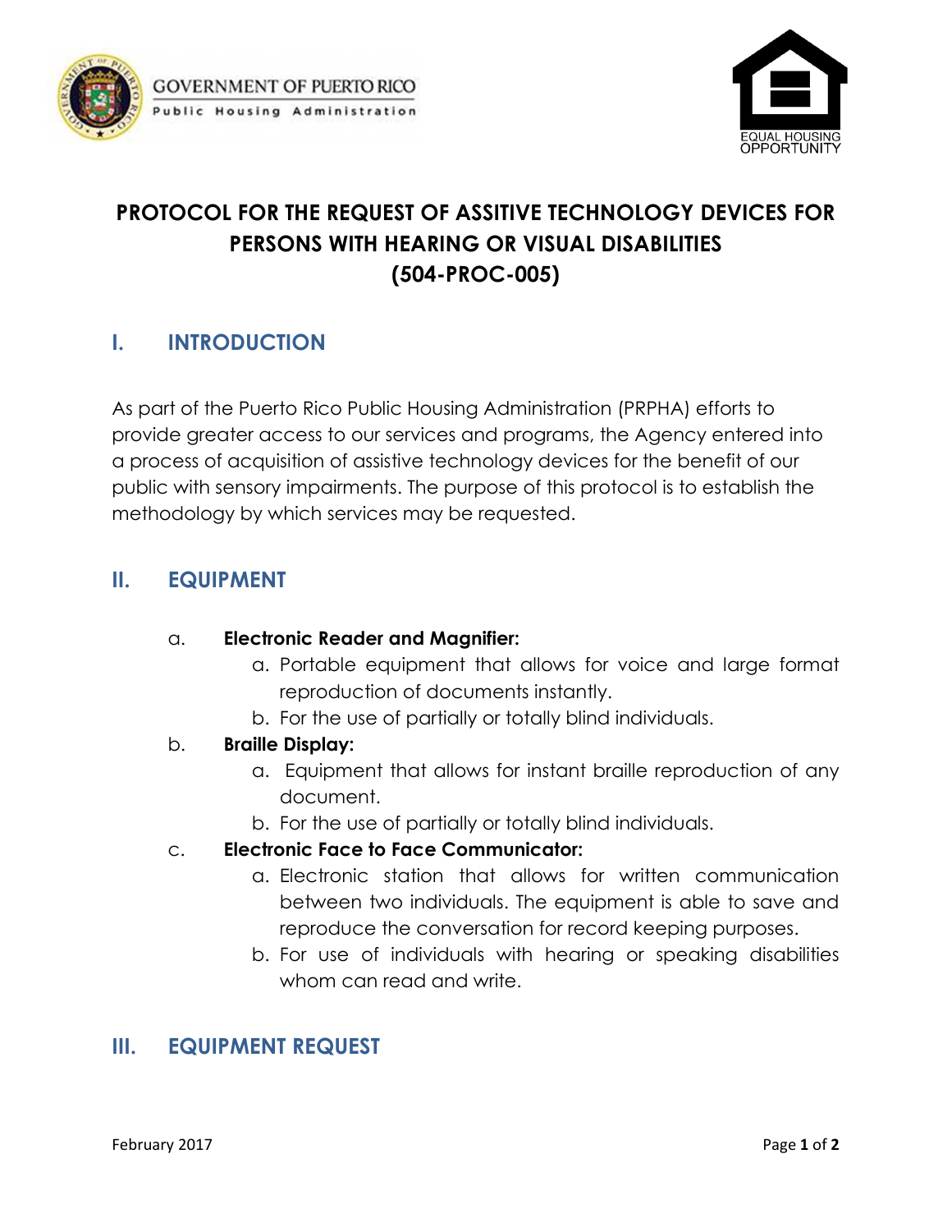GOVERNMENT OF PUERTO RICO
Public Housing Administration

EQUAL HOUSING OPPORTUNITY

# PROTOCOL FOR THE REQUEST OF ASSITIVE TECHNOLOGY DEVICES FOR PERSONS WITH HEARING OR VISUAL DISABILITIES (504-PROC-005)

## I. INTRODUCTION

As part of the Puerto Rico Public Housing Administration (PRPHA) efforts to provide greater access to our services and programs, the Agency entered into a process of acquisition of assistive technology devices for the benefit of our public with sensory impairments. The purpose of this protocol is to establish the methodology by which services may be requested.

## II. EQUIPMENT

a. **Electronic Reader and Magnifier:**
   a. Portable equipment that allows for voice and large format reproduction of documents instantly.
   b. For the use of partially or totally blind individuals.

b. **Braille Display:**
   a. Equipment that allows for instant braille reproduction of any document.
   b. For the use of partially or totally blind individuals.

c. **Electronic Face to Face Communicator:**
   a. Electronic station that allows for written communication between two individuals. The equipment is able to save and reproduce the conversation for record keeping purposes.
   b. For use of individuals with hearing or speaking disabilities whom can read and write.

## III. EQUIPMENT REQUEST

February 2017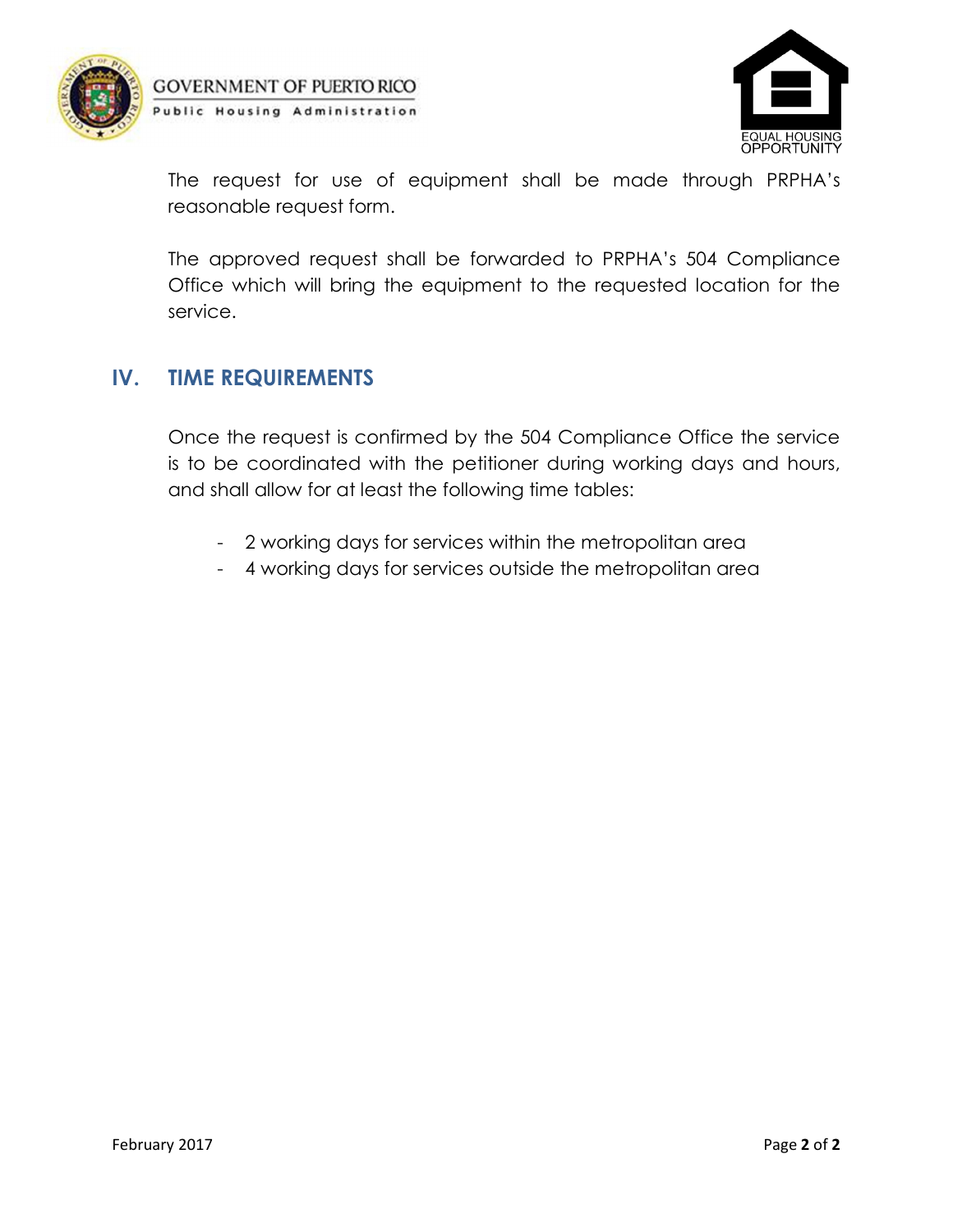The request for use of equipment shall be made through PRPHA's reasonable request form.

The approved request shall be forwarded to PRPHA's 504 Compliance Office which will bring the equipment to the requested location for the service.

## IV. TIME REQUIREMENTS

Once the request is confirmed by the 504 Compliance Office the service is to be coordinated with the petitioner during working days and hours, and shall allow for at least the following time tables:

- 2 working days for services within the metropolitan area
- 4 working days for services outside the metropolitan area